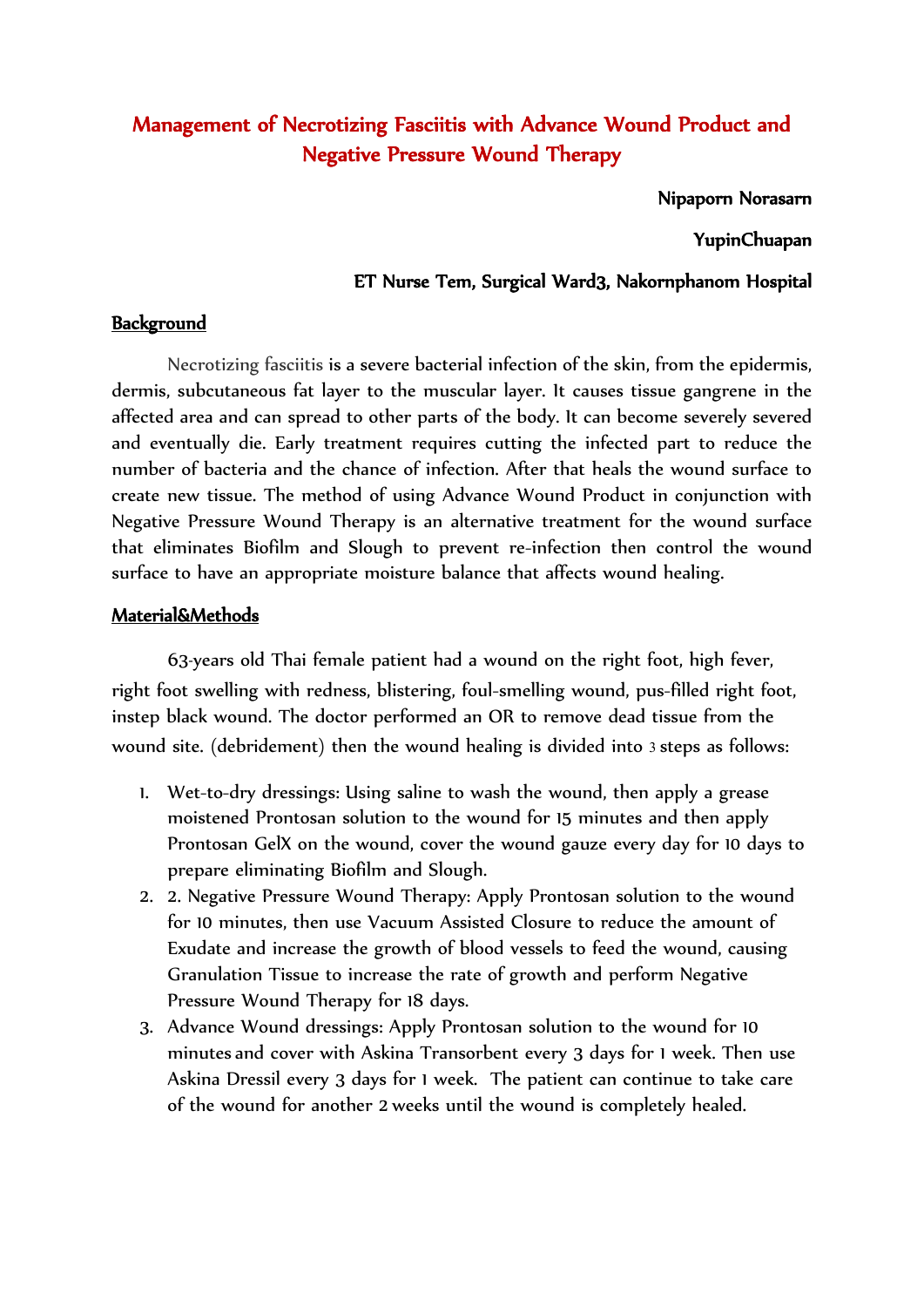# Management of Necrotizing Fasciitis with Advance Wound Product and Negative Pressure Wound Therapy

Nipaporn Norasarn

YupinChuapan

ET Nurse Tem, Surgical Ward3, Nakornphanom Hospital

## Background

Necrotizing fasciitis is a severe bacterial infection of the skin, from the epidermis, dermis, subcutaneous fat layer to the muscular layer. It causes tissue gangrene in the affected area and can spread to other parts of the body. It can become severely severed and eventually die. Early treatment requires cutting the infected part to reduce the number of bacteria and the chance of infection. After that heals the wound surface to create new tissue. The method of using Advance Wound Product in conjunction with Negative Pressure Wound Therapy is an alternative treatment for the wound surface that eliminates Biofilm and Slough to prevent re-infection then control the wound surface to have an appropriate moisture balance that affects wound healing.

## Material&Methods

63-years old Thai female patient had a wound on the right foot, high fever, right foot swelling with redness, blistering, foul-smelling wound, pus-filled right foot, instep black wound. The doctor performed an OR to remove dead tissue from the wound site. (debridement) then the wound healing is divided into 3 steps as follows:

1. Wet-to-dry dressings: Using saline to wash the wound, then apply a grease moistened Prontosan solution to the wound for 15 minutes and then apply Prontosan GelX on the wound, cover the wound gauze every day for 10 days to prepare eliminating Biofilm and Slough.
2. 2. Negative Pressure Wound Therapy: Apply Prontosan solution to the wound for 10 minutes, then use Vacuum Assisted Closure to reduce the amount of Exudate and increase the growth of blood vessels to feed the wound, causing Granulation Tissue to increase the rate of growth and perform Negative Pressure Wound Therapy for 18 days.
3. Advance Wound dressings: Apply Prontosan solution to the wound for 10 minutes and cover with Askina Transorbent every 3 days for 1 week. Then use Askina Dressil every 3 days for 1 week. The patient can continue to take care of the wound for another 2 weeks until the wound is completely healed.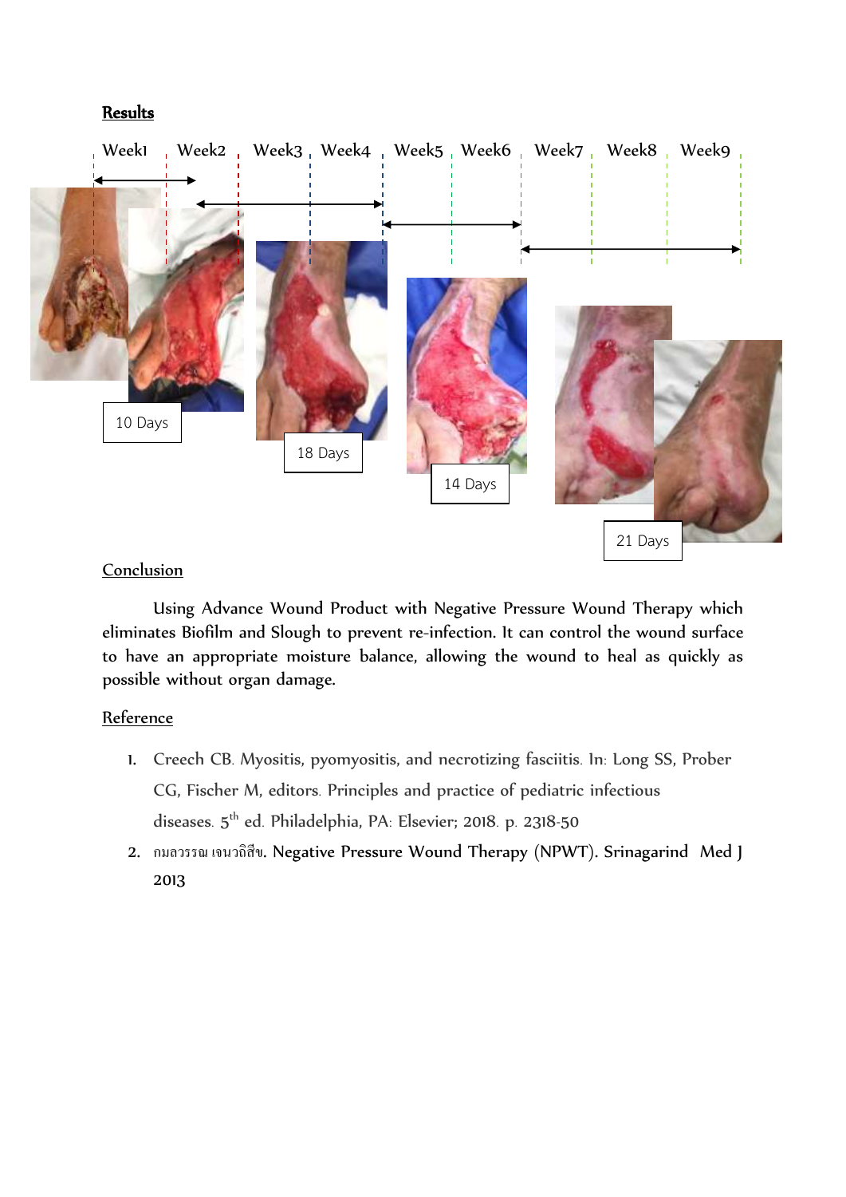## Results

Week1 Week2 Week3 Week4 Week5 Week6 Week7 Week8 Week9

10 Days

18 Days

14 Days

21 Days

## Conclusion

Using Advance Wound Product with Negative Pressure Wound Therapy which eliminates Biofilm and Slough to prevent re-infection. It can control the wound surface to have an appropriate moisture balance, allowing the wound to heal as quickly as possible without organ damage.

## Reference

1. Creech CB. Myositis, pyomyositis, and necrotizing fasciitis. In: Long SS, Prober CG, Fischer M, editors. Principles and practice of pediatric infectious diseases. 5th ed. Philadelphia, PA: Elsevier; 2018. p. 2318-50
2. กมลวรรณ เจนวถิสีข. Negative Pressure Wound Therapy (NPWT). Srinagarind Med J 2013